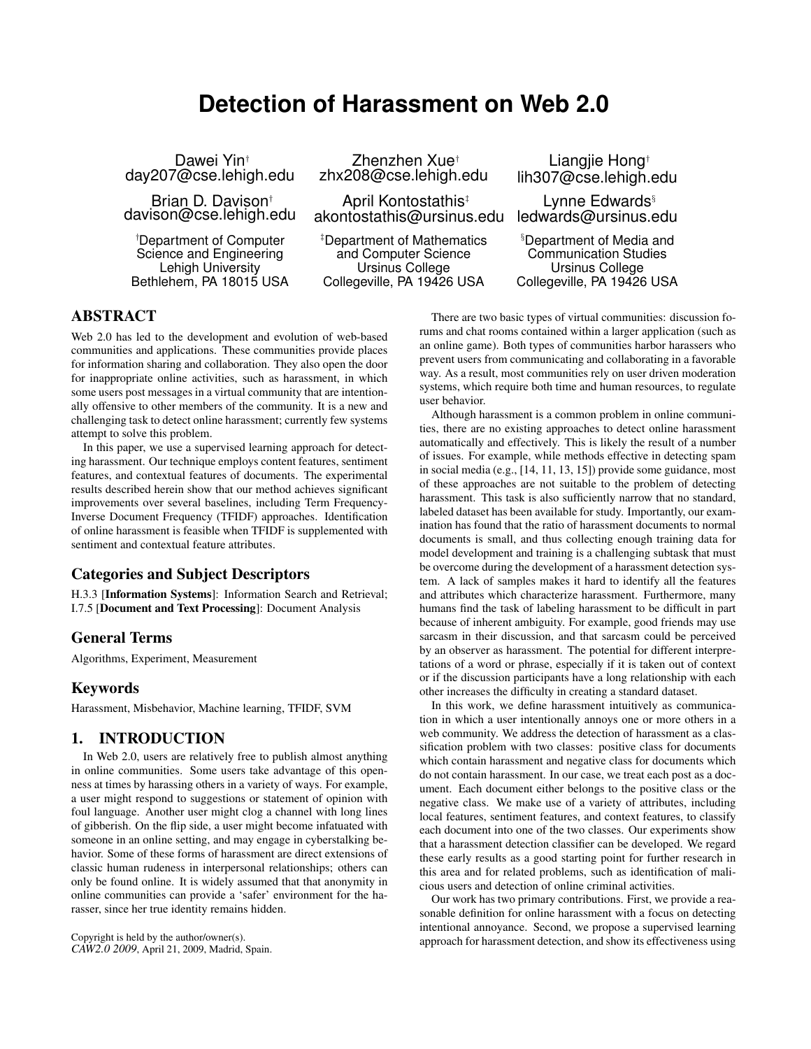# Detection of Harassment on Web 2.0

Dawei Yin[†]
day207@cse.lehigh.edu

Zhenzhen Xue[†]
zhx208@cse.lehigh.edu

Liangjie Hong[†]
lih307@cse.lehigh.edu

Brian D. Davison[†]
davison@cse.lehigh.edu

April Kontostathis[‡]
akontostathis@ursinus.edu

Lynne Edwards[§]
ledwards@ursinus.edu

[†]Department of Computer Science and Engineering
Lehigh University
Bethlehem, PA 18015 USA

[‡]Department of Mathematics and Computer Science
Ursinus College
Collegeville, PA 19426 USA

[§]Department of Media and Communication Studies
Ursinus College
Collegeville, PA 19426 USA

## ABSTRACT

Web 2.0 has led to the development and evolution of web-based communities and applications. These communities provide places for information sharing and collaboration. They also open the door for inappropriate online activities, such as harassment, in which some users post messages in a virtual community that are intentionally offensive to other members of the community. It is a new and challenging task to detect online harassment; currently few systems attempt to solve this problem.

In this paper, we use a supervised learning approach for detecting harassment. Our technique employs content features, sentiment features, and contextual features of documents. The experimental results described herein show that our method achieves significant improvements over several baselines, including Term Frequency-Inverse Document Frequency (TFIDF) approaches. Identification of online harassment is feasible when TFIDF is supplemented with sentiment and contextual feature attributes.

### Categories and Subject Descriptors

H.3.3 [**Information Systems**]: Information Search and Retrieval; I.7.5 [**Document and Text Processing**]: Document Analysis

### General Terms

Algorithms, Experiment, Measurement

### Keywords

Harassment, Misbehavior, Machine learning, TFIDF, SVM

## 1. INTRODUCTION

In Web 2.0, users are relatively free to publish almost anything in online communities. Some users take advantage of this openness at times by harassing others in a variety of ways. For example, a user might respond to suggestions or statement of opinion with foul language. Another user might clog a channel with long lines of gibberish. On the flip side, a user might become infatuated with someone in an online setting, and may engage in cyberstalking behavior. Some of these forms of harassment are direct extensions of classic human rudeness in interpersonal relationships; others can only be found online. It is widely assumed that that anonymity in online communities can provide a 'safer' environment for the harasser, since her true identity remains hidden.

Copyright is held by the author/owner(s).
*CAW2.0 2009*, April 21, 2009, Madrid, Spain.

There are two basic types of virtual communities: discussion forums and chat rooms contained within a larger application (such as an online game). Both types of communities harbor harassers who prevent users from communicating and collaborating in a favorable way. As a result, most communities rely on user driven moderation systems, which require both time and human resources, to regulate user behavior.

Although harassment is a common problem in online communities, there are no existing approaches to detect online harassment automatically and effectively. This is likely the result of a number of issues. For example, while methods effective in detecting spam in social media (e.g., [14, 11, 13, 15]) provide some guidance, most of these approaches are not suitable to the problem of detecting harassment. This task is also sufficiently narrow that no standard, labeled dataset has been available for study. Importantly, our examination has found that the ratio of harassment documents to normal documents is small, and thus collecting enough training data for model development and training is a challenging subtask that must be overcome during the development of a harassment detection system. A lack of samples makes it hard to identify all the features and attributes which characterize harassment. Furthermore, many humans find the task of labeling harassment to be difficult in part because of inherent ambiguity. For example, good friends may use sarcasm in their discussion, and that sarcasm could be perceived by an observer as harassment. The potential for different interpretations of a word or phrase, especially if it is taken out of context or if the discussion participants have a long relationship with each other increases the difficulty in creating a standard dataset.

In this work, we define harassment intuitively as communication in which a user intentionally annoys one or more others in a web community. We address the detection of harassment as a classification problem with two classes: positive class for documents which contain harassment and negative class for documents which do not contain harassment. In our case, we treat each post as a document. Each document either belongs to the positive class or the negative class. We make use of a variety of attributes, including local features, sentiment features, and context features, to classify each document into one of the two classes. Our experiments show that a harassment detection classifier can be developed. We regard these early results as a good starting point for further research in this area and for related problems, such as identification of malicious users and detection of online criminal activities.

Our work has two primary contributions. First, we provide a reasonable definition for online harassment with a focus on detecting intentional annoyance. Second, we propose a supervised learning approach for harassment detection, and show its effectiveness using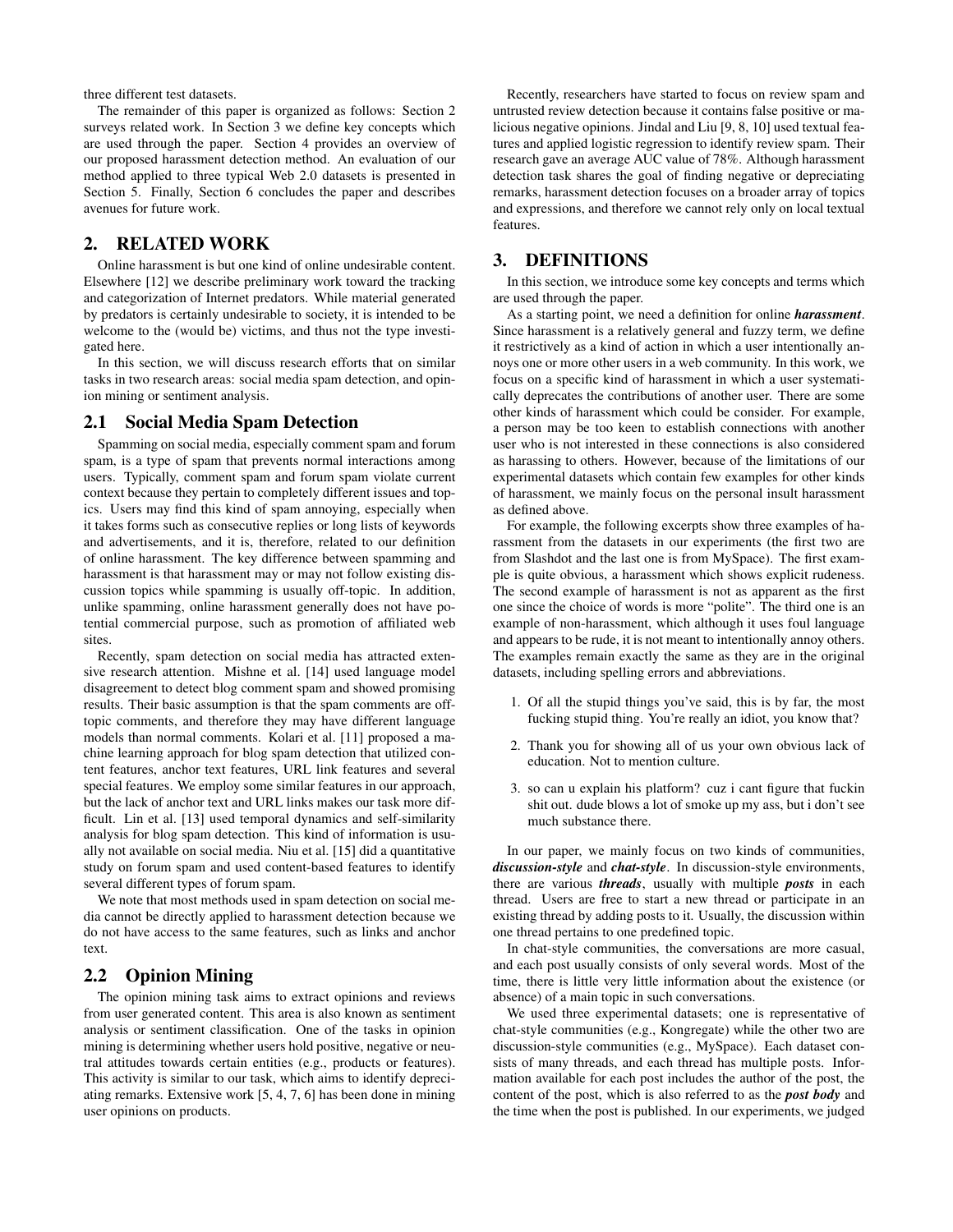three different test datasets.

The remainder of this paper is organized as follows: Section 2 surveys related work. In Section 3 we define key concepts which are used through the paper. Section 4 provides an overview of our proposed harassment detection method. An evaluation of our method applied to three typical Web 2.0 datasets is presented in Section 5. Finally, Section 6 concludes the paper and describes avenues for future work.

## 2. RELATED WORK

Online harassment is but one kind of online undesirable content. Elsewhere [12] we describe preliminary work toward the tracking and categorization of Internet predators. While material generated by predators is certainly undesirable to society, it is intended to be welcome to the (would be) victims, and thus not the type investigated here.

In this section, we will discuss research efforts that on similar tasks in two research areas: social media spam detection, and opinion mining or sentiment analysis.

### 2.1 Social Media Spam Detection

Spamming on social media, especially comment spam and forum spam, is a type of spam that prevents normal interactions among users. Typically, comment spam and forum spam violate current context because they pertain to completely different issues and topics. Users may find this kind of spam annoying, especially when it takes forms such as consecutive replies or long lists of keywords and advertisements, and it is, therefore, related to our definition of online harassment. The key difference between spamming and harassment is that harassment may or may not follow existing discussion topics while spamming is usually off-topic. In addition, unlike spamming, online harassment generally does not have potential commercial purpose, such as promotion of affiliated web sites.

Recently, spam detection on social media has attracted extensive research attention. Mishne et al. [14] used language model disagreement to detect blog comment spam and showed promising results. Their basic assumption is that the spam comments are off-topic comments, and therefore they may have different language models than normal comments. Kolari et al. [11] proposed a machine learning approach for blog spam detection that utilized content features, anchor text features, URL link features and several special features. We employ some similar features in our approach, but the lack of anchor text and URL links makes our task more difficult. Lin et al. [13] used temporal dynamics and self-similarity analysis for blog spam detection. This kind of information is usually not available on social media. Niu et al. [15] did a quantitative study on forum spam and used content-based features to identify several different types of forum spam.

We note that most methods used in spam detection on social media cannot be directly applied to harassment detection because we do not have access to the same features, such as links and anchor text.

### 2.2 Opinion Mining

The opinion mining task aims to extract opinions and reviews from user generated content. This area is also known as sentiment analysis or sentiment classification. One of the tasks in opinion mining is determining whether users hold positive, negative or neutral attitudes towards certain entities (e.g., products or features). This activity is similar to our task, which aims to identify depreciating remarks. Extensive work [5, 4, 7, 6] has been done in mining user opinions on products.

Recently, researchers have started to focus on review spam and untrusted review detection because it contains false positive or malicious negative opinions. Jindal and Liu [9, 8, 10] used textual features and applied logistic regression to identify review spam. Their research gave an average AUC value of 78%. Although harassment detection task shares the goal of finding negative or depreciating remarks, harassment detection focuses on a broader array of topics and expressions, and therefore we cannot rely only on local textual features.

## 3. DEFINITIONS

In this section, we introduce some key concepts and terms which are used through the paper.

As a starting point, we need a definition for online ***harassment***. Since harassment is a relatively general and fuzzy term, we define it restrictively as a kind of action in which a user intentionally annoys one or more other users in a web community. In this work, we focus on a specific kind of harassment in which a user systematically deprecates the contributions of another user. There are some other kinds of harassment which could be consider. For example, a person may be too keen to establish connections with another user who is not interested in these connections is also considered as harassing to others. However, because of the limitations of our experimental datasets which contain few examples for other kinds of harassment, we mainly focus on the personal insult harassment as defined above.

For example, the following excerpts show three examples of harassment from the datasets in our experiments (the first two are from Slashdot and the last one is from MySpace). The first example is quite obvious, a harassment which shows explicit rudeness. The second example of harassment is not as apparent as the first one since the choice of words is more "polite". The third one is an example of non-harassment, which although it uses foul language and appears to be rude, it is not meant to intentionally annoy others. The examples remain exactly the same as they are in the original datasets, including spelling errors and abbreviations.

1. Of all the stupid things you've said, this is by far, the most fucking stupid thing. You're really an idiot, you know that?
2. Thank you for showing all of us your own obvious lack of education. Not to mention culture.
3. so can u explain his platform? cuz i cant figure that fuckin shit out. dude blows a lot of smoke up my ass, but i don't see much substance there.

In our paper, we mainly focus on two kinds of communities, ***discussion-style*** and ***chat-style***. In discussion-style environments, there are various ***threads***, usually with multiple ***posts*** in each thread. Users are free to start a new thread or participate in an existing thread by adding posts to it. Usually, the discussion within one thread pertains to one predefined topic.

In chat-style communities, the conversations are more casual, and each post usually consists of only several words. Most of the time, there is little very little information about the existence (or absence) of a main topic in such conversations.

We used three experimental datasets; one is representative of chat-style communities (e.g., Kongregate) while the other two are discussion-style communities (e.g., MySpace). Each dataset consists of many threads, and each thread has multiple posts. Information available for each post includes the author of the post, the content of the post, which is also referred to as the ***post body*** and the time when the post is published. In our experiments, we judged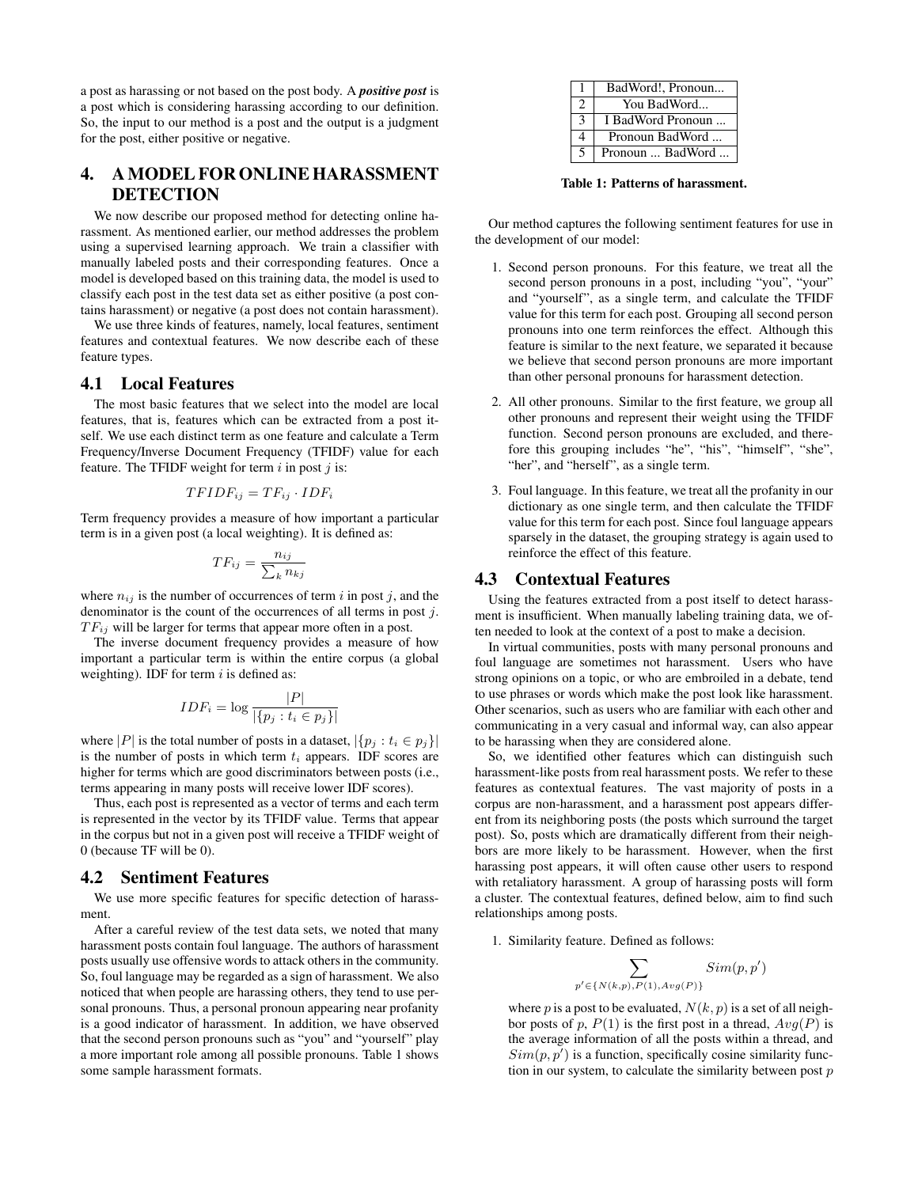a post as harassing or not based on the post body. A ***positive post*** is a post which is considering harassing according to our definition. So, the input to our method is a post and the output is a judgment for the post, either positive or negative.

## 4. A MODEL FOR ONLINE HARASSMENT DETECTION

We now describe our proposed method for detecting online harassment. As mentioned earlier, our method addresses the problem using a supervised learning approach. We train a classifier with manually labeled posts and their corresponding features. Once a model is developed based on this training data, the model is used to classify each post in the test data set as either positive (a post contains harassment) or negative (a post does not contain harassment).

We use three kinds of features, namely, local features, sentiment features and contextual features. We now describe each of these feature types.

### 4.1 Local Features

The most basic features that we select into the model are local features, that is, features which can be extracted from a post itself. We use each distinct term as one feature and calculate a Term Frequency/Inverse Document Frequency (TFIDF) value for each feature. The TFIDF weight for term $i$ in post $j$ is:

$$TFIDF_{ij} = TF_{ij} \cdot IDF_i$$

Term frequency provides a measure of how important a particular term is in a given post (a local weighting). It is defined as:

$$TF_{ij} = \frac{n_{ij}}{\sum_k n_{kj}}$$

where $n_{ij}$ is the number of occurrences of term $i$ in post $j$, and the denominator is the count of the occurrences of all terms in post $j$. $TF_{ij}$ will be larger for terms that appear more often in a post.

The inverse document frequency provides a measure of how important a particular term is within the entire corpus (a global weighting). IDF for term $i$ is defined as:

$$IDF_i = \log \frac{|P|}{|\{p_j : t_i \in p_j\}|}$$

where $|P|$ is the total number of posts in a dataset, $|\{p_j : t_i \in p_j\}|$ is the number of posts in which term $t_i$ appears. IDF scores are higher for terms which are good discriminators between posts (i.e., terms appearing in many posts will receive lower IDF scores).

Thus, each post is represented as a vector of terms and each term is represented in the vector by its TFIDF value. Terms that appear in the corpus but not in a given post will receive a TFIDF weight of 0 (because TF will be 0).

### 4.2 Sentiment Features

We use more specific features for specific detection of harassment.

After a careful review of the test data sets, we noted that many harassment posts contain foul language. The authors of harassment posts usually use offensive words to attack others in the community. So, foul language may be regarded as a sign of harassment. We also noticed that when people are harassing others, they tend to use personal pronouns. Thus, a personal pronoun appearing near profanity is a good indicator of harassment. In addition, we have observed that the second person pronouns such as "you" and "yourself" play a more important role among all possible pronouns. Table 1 shows some sample harassment formats.

| | |
|---|---|
| 1 | BadWord!, Pronoun... |
| 2 | You BadWord... |
| 3 | I BadWord Pronoun ... |
| 4 | Pronoun BadWord ... |
| 5 | Pronoun ... BadWord ... |

**Table 1: Patterns of harassment.**

Our method captures the following sentiment features for use in the development of our model:

1. Second person pronouns. For this feature, we treat all the second person pronouns in a post, including "you", "your" and "yourself", as a single term, and calculate the TFIDF value for this term for each post. Grouping all second person pronouns into one term reinforces the effect. Although this feature is similar to the next feature, we separated it because we believe that second person pronouns are more important than other personal pronouns for harassment detection.
2. All other pronouns. Similar to the first feature, we group all other pronouns and represent their weight using the TFIDF function. Second person pronouns are excluded, and therefore this grouping includes "he", "his", "himself", "she", "her", and "herself", as a single term.
3. Foul language. In this feature, we treat all the profanity in our dictionary as one single term, and then calculate the TFIDF value for this term for each post. Since foul language appears sparsely in the dataset, the grouping strategy is again used to reinforce the effect of this feature.

### 4.3 Contextual Features

Using the features extracted from a post itself to detect harassment is insufficient. When manually labeling training data, we often needed to look at the context of a post to make a decision.

In virtual communities, posts with many personal pronouns and foul language are sometimes not harassment. Users who have strong opinions on a topic, or who are embroiled in a debate, tend to use phrases or words which make the post look like harassment. Other scenarios, such as users who are familiar with each other and communicating in a very casual and informal way, can also appear to be harassing when they are considered alone.

So, we identified other features which can distinguish such harassment-like posts from real harassment posts. We refer to these features as contextual features. The vast majority of posts in a corpus are non-harassment, and a harassment post appears different from its neighboring posts (the posts which surround the target post). So, posts which are dramatically different from their neighbors are more likely to be harassment. However, when the first harassing post appears, it will often cause other users to respond with retaliatory harassment. A group of harassing posts will form a cluster. The contextual features, defined below, aim to find such relationships among posts.

1. Similarity feature. Defined as follows:

$$\sum_{p' \in \{N(k,p), P(1), Avg(P)\}} Sim(p, p')$$

where $p$ is a post to be evaluated, $N(k, p)$ is a set of all neighbor posts of $p$, $P(1)$ is the first post in a thread, $Avg(P)$ is the average information of all the posts within a thread, and $Sim(p, p')$ is a function, specifically cosine similarity function in our system, to calculate the similarity between post $p$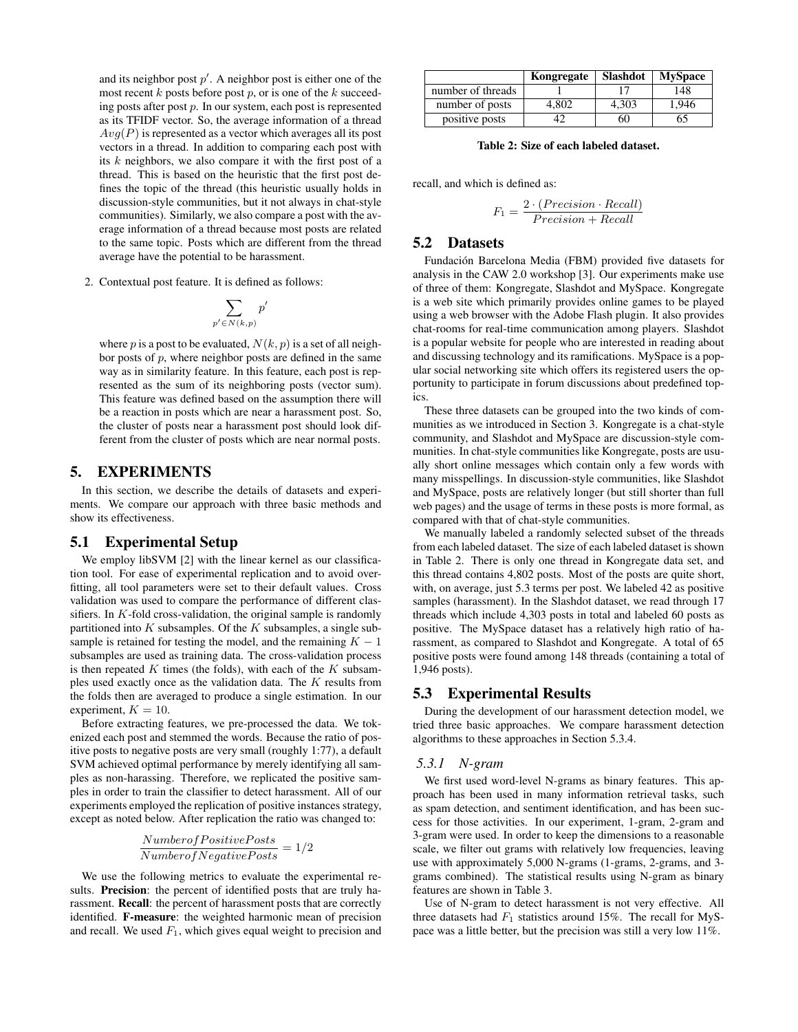and its neighbor post $p'$. A neighbor post is either one of the most recent $k$ posts before post $p$, or is one of the $k$ succeeding posts after post $p$. In our system, each post is represented as its TFIDF vector. So, the average information of a thread $Avg(P)$ is represented as a vector which averages all its post vectors in a thread. In addition to comparing each post with its $k$ neighbors, we also compare it with the first post of a thread. This is based on the heuristic that the first post defines the topic of the thread (this heuristic usually holds in discussion-style communities, but it not always in chat-style communities). Similarly, we also compare a post with the average information of a thread because most posts are related to the same topic. Posts which are different from the thread average have the potential to be harassment.

2. Contextual post feature. It is defined as follows:

$$\sum_{p' \in N(k,p)} p'$$

where $p$ is a post to be evaluated, $N(k, p)$ is a set of all neighbor posts of $p$, where neighbor posts are defined in the same way as in similarity feature. In this feature, each post is represented as the sum of its neighboring posts (vector sum). This feature was defined based on the assumption there will be a reaction in posts which are near a harassment post. So, the cluster of posts near a harassment post should look different from the cluster of posts which are near normal posts.

## 5. EXPERIMENTS

In this section, we describe the details of datasets and experiments. We compare our approach with three basic methods and show its effectiveness.

### 5.1 Experimental Setup

We employ libSVM [2] with the linear kernel as our classification tool. For ease of experimental replication and to avoid overfitting, all tool parameters were set to their default values. Cross validation was used to compare the performance of different classifiers. In $K$-fold cross-validation, the original sample is randomly partitioned into $K$ subsamples. Of the $K$ subsamples, a single subsample is retained for testing the model, and the remaining $K - 1$ subsamples are used as training data. The cross-validation process is then repeated $K$ times (the folds), with each of the $K$ subsamples used exactly once as the validation data. The $K$ results from the folds then are averaged to produce a single estimation. In our experiment, $K = 10$.

Before extracting features, we pre-processed the data. We tokenized each post and stemmed the words. Because the ratio of positive posts to negative posts are very small (roughly 1:77), a default SVM achieved optimal performance by merely identifying all samples as non-harassing. Therefore, we replicated the positive samples in order to train the classifier to detect harassment. All of our experiments employed the replication of positive instances strategy, except as noted below. After replication the ratio was changed to:

$$\frac{NumberofPositivePosts}{NumberofNegativePosts} = 1/2$$

We use the following metrics to evaluate the experimental results. **Precision**: the percent of identified posts that are truly harassment. **Recall**: the percent of harassment posts that are correctly identified. **F-measure**: the weighted harmonic mean of precision and recall. We used $F_1$, which gives equal weight to precision and recall, and which is defined as:

$$F_1 = \frac{2 \cdot (Precision \cdot Recall)}{Precision + Recall}$$

| | Kongregate | Slashdot | MySpace |
|---|---|---|---|
| number of threads | 1 | 17 | 148 |
| number of posts | 4,802 | 4,303 | 1,946 |
| positive posts | 42 | 60 | 65 |

**Table 2: Size of each labeled dataset.**

### 5.2 Datasets

Fundación Barcelona Media (FBM) provided five datasets for analysis in the CAW 2.0 workshop [3]. Our experiments make use of three of them: Kongregate, Slashdot and MySpace. Kongregate is a web site which primarily provides online games to be played using a web browser with the Adobe Flash plugin. It also provides chat-rooms for real-time communication among players. Slashdot is a popular website for people who are interested in reading about and discussing technology and its ramifications. MySpace is a popular social networking site which offers its registered users the opportunity to participate in forum discussions about predefined topics.

These three datasets can be grouped into the two kinds of communities as we introduced in Section 3. Kongregate is a chat-style community, and Slashdot and MySpace are discussion-style communities. In chat-style communities like Kongregate, posts are usually short online messages which contain only a few words with many misspellings. In discussion-style communities, like Slashdot and MySpace, posts are relatively longer (but still shorter than full web pages) and the usage of terms in these posts is more formal, as compared with that of chat-style communities.

We manually labeled a randomly selected subset of the threads from each labeled dataset. The size of each labeled dataset is shown in Table 2. There is only one thread in Kongregate data set, and this thread contains 4,802 posts. Most of the posts are quite short, with, on average, just 5.3 terms per post. We labeled 42 as positive samples (harassment). In the Slashdot dataset, we read through 17 threads which include 4,303 posts in total and labeled 60 posts as positive. The MySpace dataset has a relatively high ratio of harassment, as compared to Slashdot and Kongregate. A total of 65 positive posts were found among 148 threads (containing a total of 1,946 posts).

### 5.3 Experimental Results

During the development of our harassment detection model, we tried three basic approaches. We compare harassment detection algorithms to these approaches in Section 5.3.4.

#### 5.3.1 N-gram

We first used word-level N-grams as binary features. This approach has been used in many information retrieval tasks, such as spam detection, and sentiment identification, and has been success for those activities. In our experiment, 1-gram, 2-gram and 3-gram were used. In order to keep the dimensions to a reasonable scale, we filter out grams with relatively low frequencies, leaving use with approximately 5,000 N-grams (1-grams, 2-grams, and 3-grams combined). The statistical results using N-gram as binary features are shown in Table 3.

Use of N-gram to detect harassment is not very effective. All three datasets had $F_1$ statistics around 15%. The recall for MySpace was a little better, but the precision was still a very low 11%.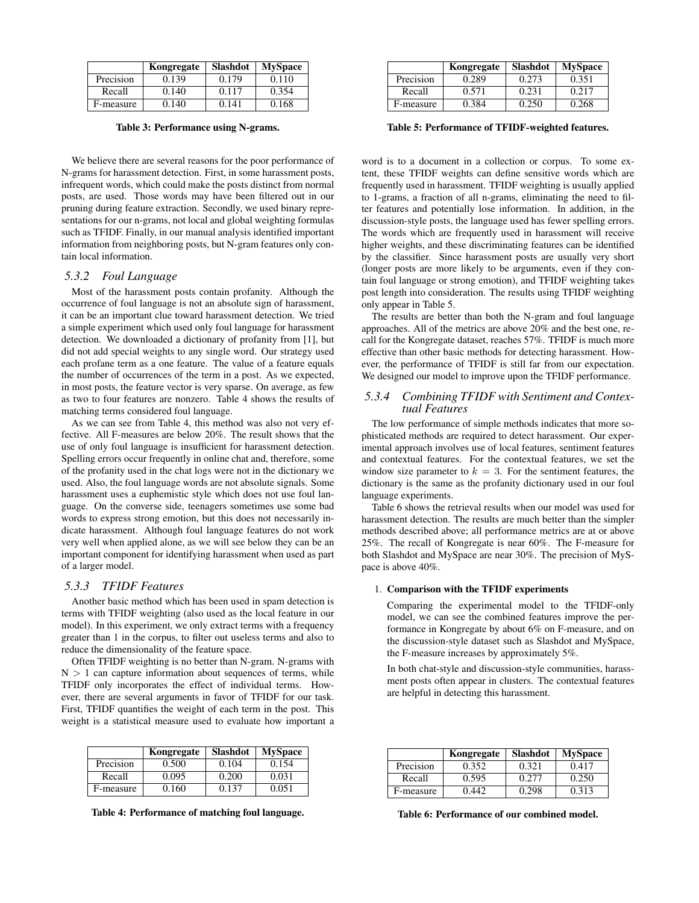| | Kongregate | Slashdot | MySpace |
|---|---|---|---|
| Precision | 0.139 | 0.179 | 0.110 |
| Recall | 0.140 | 0.117 | 0.354 |
| F-measure | 0.140 | 0.141 | 0.168 |

**Table 3: Performance using N-grams.**

We believe there are several reasons for the poor performance of N-grams for harassment detection. First, in some harassment posts, infrequent words, which could make the posts distinct from normal posts, are used. Those words may have been filtered out in our pruning during feature extraction. Secondly, we used binary representations for our n-grams, not local and global weighting formulas such as TFIDF. Finally, in our manual analysis identified important information from neighboring posts, but N-gram features only contain local information.

### *5.3.2 Foul Language*

Most of the harassment posts contain profanity. Although the occurrence of foul language is not an absolute sign of harassment, it can be an important clue toward harassment detection. We tried a simple experiment which used only foul language for harassment detection. We downloaded a dictionary of profanity from [1], but did not add special weights to any single word. Our strategy used each profane term as a one feature. The value of a feature equals the number of occurrences of the term in a post. As we expected, in most posts, the feature vector is very sparse. On average, as few as two to four features are nonzero. Table 4 shows the results of matching terms considered foul language.

As we can see from Table 4, this method was also not very effective. All F-measures are below 20%. The result shows that the use of only foul language is insufficient for harassment detection. Spelling errors occur frequently in online chat and, therefore, some of the profanity used in the chat logs were not in the dictionary we used. Also, the foul language words are not absolute signals. Some harassment uses a euphemistic style which does not use foul language. On the converse side, teenagers sometimes use some bad words to express strong emotion, but this does not necessarily indicate harassment. Although foul language features do not work very well when applied alone, as we will see below they can be an important component for identifying harassment when used as part of a larger model.

### *5.3.3 TFIDF Features*

Another basic method which has been used in spam detection is terms with TFIDF weighting (also used as the local feature in our model). In this experiment, we only extract terms with a frequency greater than 1 in the corpus, to filter out useless terms and also to reduce the dimensionality of the feature space.

Often TFIDF weighting is no better than N-gram. N-grams with $N > 1$ can capture information about sequences of terms, while TFIDF only incorporates the effect of individual terms. However, there are several arguments in favor of TFIDF for our task. First, TFIDF quantifies the weight of each term in the post. This weight is a statistical measure used to evaluate how important a word is to a document in a collection or corpus. To some extent, these TFIDF weights can define sensitive words which are frequently used in harassment. TFIDF weighting is usually applied to 1-grams, a fraction of all n-grams, eliminating the need to filter features and potentially lose information. In addition, in the discussion-style posts, the language used has fewer spelling errors. The words which are frequently used in harassment will receive higher weights, and these discriminating features can be identified by the classifier. Since harassment posts are usually very short (longer posts are more likely to be arguments, even if they contain foul language or strong emotion), and TFIDF weighting takes post length into consideration. The results using TFIDF weighting only appear in Table 5.

| | Kongregate | Slashdot | MySpace |
|---|---|---|---|
| Precision | 0.500 | 0.104 | 0.154 |
| Recall | 0.095 | 0.200 | 0.031 |
| F-measure | 0.160 | 0.137 | 0.051 |

**Table 4: Performance of matching foul language.**

| | Kongregate | Slashdot | MySpace |
|---|---|---|---|
| Precision | 0.289 | 0.273 | 0.351 |
| Recall | 0.571 | 0.231 | 0.217 |
| F-measure | 0.384 | 0.250 | 0.268 |

**Table 5: Performance of TFIDF-weighted features.**

The results are better than both the N-gram and foul language approaches. All of the metrics are above 20% and the best one, recall for the Kongregate dataset, reaches 57%. TFIDF is much more effective than other basic methods for detecting harassment. However, the performance of TFIDF is still far from our expectation. We designed our model to improve upon the TFIDF performance.

### *5.3.4 Combining TFIDF with Sentiment and Contextual Features*

The low performance of simple methods indicates that more sophisticated methods are required to detect harassment. Our experimental approach involves use of local features, sentiment features and contextual features. For the contextual features, we set the window size parameter to $k = 3$. For the sentiment features, the dictionary is the same as the profanity dictionary used in our foul language experiments.

Table 6 shows the retrieval results when our model was used for harassment detection. The results are much better than the simpler methods described above; all performance metrics are at or above 25%. The recall of Kongregate is near 60%. The F-measure for both Slashdot and MySpace are near 30%. The precision of MySpace is above 40%.

1. **Comparison with the TFIDF experiments**

   Comparing the experimental model to the TFIDF-only model, we can see the combined features improve the performance in Kongregate by about 6% on F-measure, and on the discussion-style dataset such as Slashdot and MySpace, the F-measure increases by approximately 5%.

   In both chat-style and discussion-style communities, harassment posts often appear in clusters. The contextual features are helpful in detecting this harassment.

| | Kongregate | Slashdot | MySpace |
|---|---|---|---|
| Precision | 0.352 | 0.321 | 0.417 |
| Recall | 0.595 | 0.277 | 0.250 |
| F-measure | 0.442 | 0.298 | 0.313 |

**Table 6: Performance of our combined model.**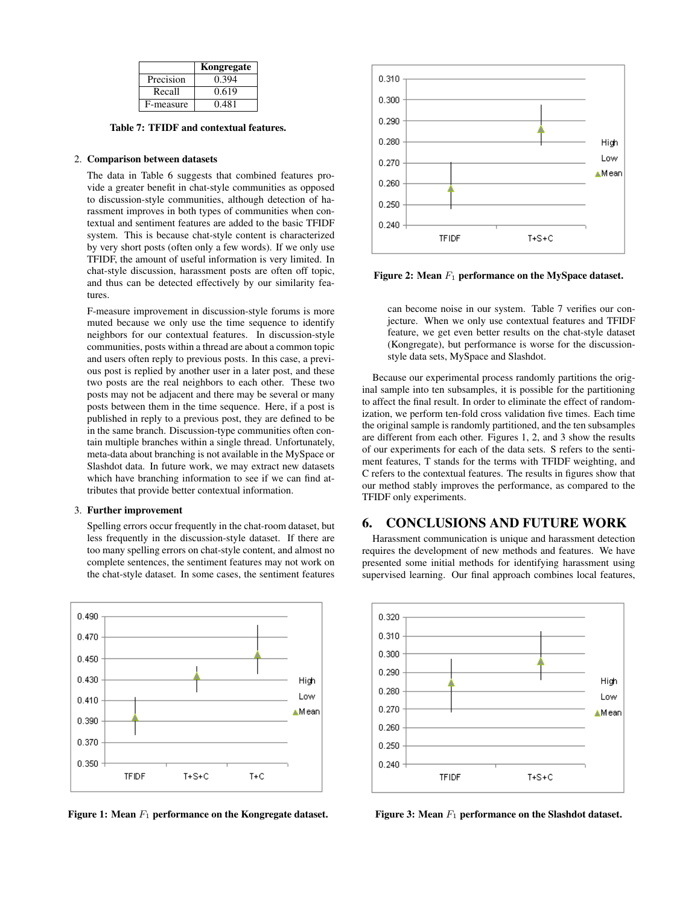|  | Kongregate |
|---|---|
| Precision | 0.394 |
| Recall | 0.619 |
| F-measure | 0.481 |

**Table 7: TFIDF and contextual features.**

2. **Comparison between datasets**

   The data in Table 6 suggests that combined features provide a greater benefit in chat-style communities as opposed to discussion-style communities, although detection of harassment improves in both types of communities when contextual and sentiment features are added to the basic TFIDF system. This is because chat-style content is characterized by very short posts (often only a few words). If we only use TFIDF, the amount of useful information is very limited. In chat-style discussion, harassment posts are often off topic, and thus can be detected effectively by our similarity features.

   F-measure improvement in discussion-style forums is more muted because we only use the time sequence to identify neighbors for our contextual features. In discussion-style communities, posts within a thread are about a common topic and users often reply to previous posts. In this case, a previous post is replied by another user in a later post, and these two posts are the real neighbors to each other. These two posts may not be adjacent and there may be several or many posts between them in the time sequence. Here, if a post is published in reply to a previous post, they are defined to be in the same branch. Discussion-type communities often contain multiple branches within a single thread. Unfortunately, meta-data about branching is not available in the MySpace or Slashdot data. In future work, we may extract new datasets which have branching information to see if we can find attributes that provide better contextual information.

3. **Further improvement**

   Spelling errors occur frequently in the chat-room dataset, but less frequently in the discussion-style dataset. If there are too many spelling errors on chat-style content, and almost no complete sentences, the sentiment features may not work on the chat-style dataset. In some cases, the sentiment features can become noise in our system. Table 7 verifies our conjecture. When we only use contextual features and TFIDF feature, we get even better results on the chat-style dataset (Kongregate), but performance is worse for the discussion-style data sets, MySpace and Slashdot.

**Figure 2: Mean $F_1$ performance on the MySpace dataset.**

Because our experimental process randomly partitions the original sample into ten subsamples, it is possible for the partitioning to affect the final result. In order to eliminate the effect of randomization, we perform ten-fold cross validation five times. Each time the original sample is randomly partitioned, and the ten subsamples are different from each other. Figures 1, 2, and 3 show the results of our experiments for each of the data sets. S refers to the sentiment features, T stands for the terms with TFIDF weighting, and C refers to the contextual features. The results in figures show that our method stably improves the performance, as compared to the TFIDF only experiments.

## 6. CONCLUSIONS AND FUTURE WORK

Harassment communication is unique and harassment detection requires the development of new methods and features. We have presented some initial methods for identifying harassment using supervised learning. Our final approach combines local features,

**Figure 1: Mean $F_1$ performance on the Kongregate dataset.**

**Figure 3: Mean $F_1$ performance on the Slashdot dataset.**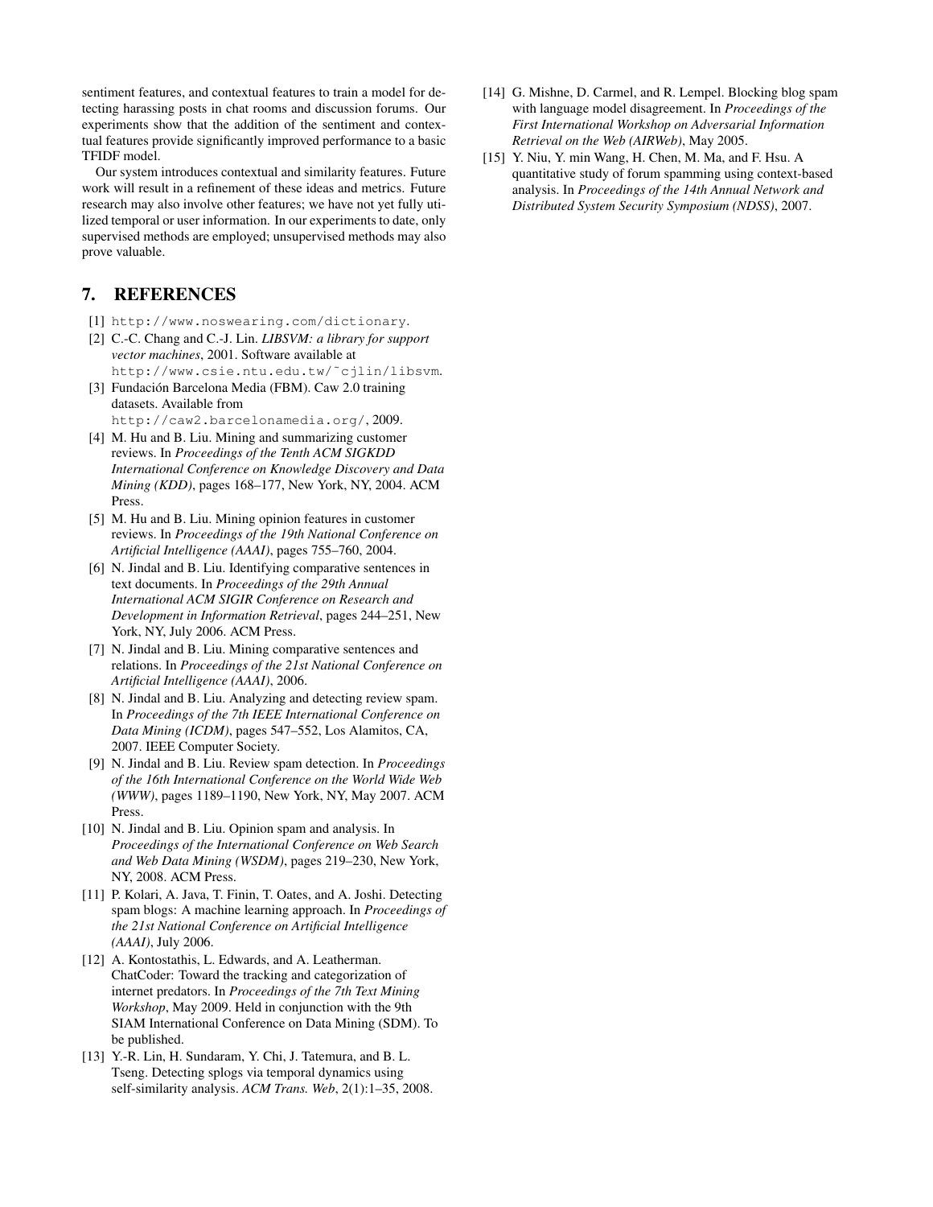sentiment features, and contextual features to train a model for detecting harassing posts in chat rooms and discussion forums. Our experiments show that the addition of the sentiment and contextual features provide significantly improved performance to a basic TFIDF model.

Our system introduces contextual and similarity features. Future work will result in a refinement of these ideas and metrics. Future research may also involve other features; we have not yet fully utilized temporal or user information. In our experiments to date, only supervised methods are employed; unsupervised methods may also prove valuable.

## 7. REFERENCES

[1] http://www.noswearing.com/dictionary.

[2] C.-C. Chang and C.-J. Lin. *LIBSVM: a library for support vector machines*, 2001. Software available at http://www.csie.ntu.edu.tw/~cjlin/libsvm.

[3] Fundación Barcelona Media (FBM). Caw 2.0 training datasets. Available from http://caw2.barcelonamedia.org/, 2009.

[4] M. Hu and B. Liu. Mining and summarizing customer reviews. In *Proceedings of the Tenth ACM SIGKDD International Conference on Knowledge Discovery and Data Mining (KDD)*, pages 168–177, New York, NY, 2004. ACM Press.

[5] M. Hu and B. Liu. Mining opinion features in customer reviews. In *Proceedings of the 19th National Conference on Artificial Intelligence (AAAI)*, pages 755–760, 2004.

[6] N. Jindal and B. Liu. Identifying comparative sentences in text documents. In *Proceedings of the 29th Annual International ACM SIGIR Conference on Research and Development in Information Retrieval*, pages 244–251, New York, NY, July 2006. ACM Press.

[7] N. Jindal and B. Liu. Mining comparative sentences and relations. In *Proceedings of the 21st National Conference on Artificial Intelligence (AAAI)*, 2006.

[8] N. Jindal and B. Liu. Analyzing and detecting review spam. In *Proceedings of the 7th IEEE International Conference on Data Mining (ICDM)*, pages 547–552, Los Alamitos, CA, 2007. IEEE Computer Society.

[9] N. Jindal and B. Liu. Review spam detection. In *Proceedings of the 16th International Conference on the World Wide Web (WWW)*, pages 1189–1190, New York, NY, May 2007. ACM Press.

[10] N. Jindal and B. Liu. Opinion spam and analysis. In *Proceedings of the International Conference on Web Search and Web Data Mining (WSDM)*, pages 219–230, New York, NY, 2008. ACM Press.

[11] P. Kolari, A. Java, T. Finin, T. Oates, and A. Joshi. Detecting spam blogs: A machine learning approach. In *Proceedings of the 21st National Conference on Artificial Intelligence (AAAI)*, July 2006.

[12] A. Kontostathis, L. Edwards, and A. Leatherman. ChatCoder: Toward the tracking and categorization of internet predators. In *Proceedings of the 7th Text Mining Workshop*, May 2009. Held in conjunction with the 9th SIAM International Conference on Data Mining (SDM). To be published.

[13] Y.-R. Lin, H. Sundaram, Y. Chi, J. Tatemura, and B. L. Tseng. Detecting splogs via temporal dynamics using self-similarity analysis. *ACM Trans. Web*, 2(1):1–35, 2008.

[14] G. Mishne, D. Carmel, and R. Lempel. Blocking blog spam with language model disagreement. In *Proceedings of the First International Workshop on Adversarial Information Retrieval on the Web (AIRWeb)*, May 2005.

[15] Y. Niu, Y. min Wang, H. Chen, M. Ma, and F. Hsu. A quantitative study of forum spamming using context-based analysis. In *Proceedings of the 14th Annual Network and Distributed System Security Symposium (NDSS)*, 2007.